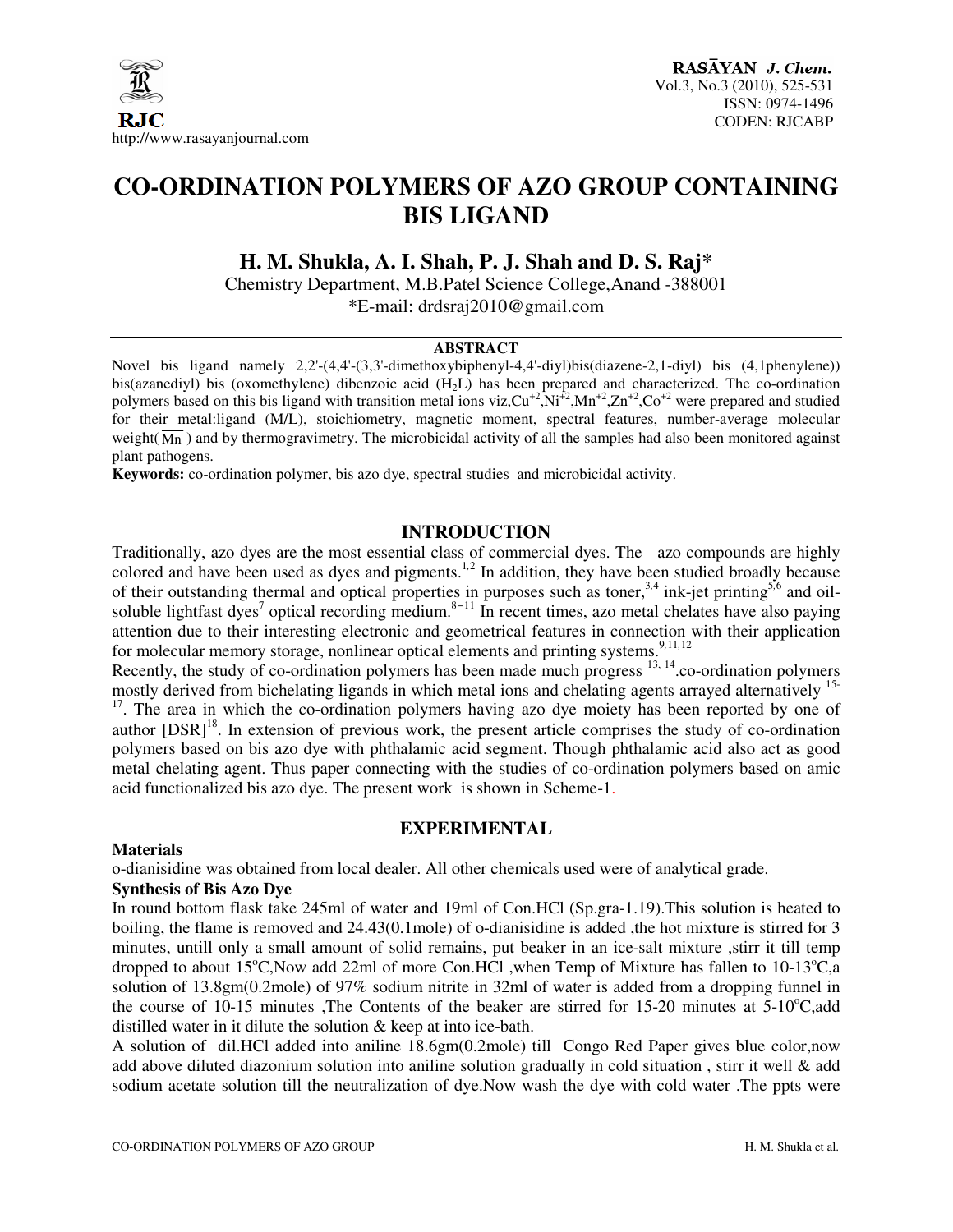# CO-ORDINATION POLYMERS OF AZO GROUP CONTAINING BIS LIGAND

## H. M. Shukla, A. I. Shah, P. J. Shah and D. S. Raj*

Chemistry Department, M.B.Patel Science College,Anand -388001

*E-mail: drdsraj2010@gmail.com

### ABSTRACT

Novel bis ligand namely 2,2'-(4,4'-(3,3'-dimethoxybiphenyl-4,4'-diyl)bis(diazene-2,1-diyl) bis (4,1phenylene)) bis(azanediyl) bis (oxomethylene) dibenzoic acid ($H_2L$) has been prepared and characterized. The co-ordination polymers based on this bis ligand with transition metal ions viz,$Cu^{+2}$,$Ni^{+2}$,$Mn^{+2}$,$Zn^{+2}$,$Co^{+2}$ were prepared and studied for their metal:ligand (M/L), stoichiometry, magnetic moment, spectral features, number-average molecular weight($\overline{Mn}$ ) and by thermogravimetry. The microbicidal activity of all the samples had also been monitored against plant pathogens.

**Keywords:** co-ordination polymer, bis azo dye, spectral studies and microbicidal activity.

## INTRODUCTION

Traditionally, azo dyes are the most essential class of commercial dyes. The azo compounds are highly colored and have been used as dyes and pigments.[1,2] In addition, they have been studied broadly because of their outstanding thermal and optical properties in purposes such as toner,[3,4] ink-jet printing[5,6] and oil-soluble lightfast dyes[7] optical recording medium.[8−11] In recent times, azo metal chelates have also paying attention due to their interesting electronic and geometrical features in connection with their application for molecular memory storage, nonlinear optical elements and printing systems.[9,11,12]

Recently, the study of co-ordination polymers has been made much progress [13, 14].co-ordination polymers mostly derived from bichelating ligands in which metal ions and chelating agents arrayed alternatively [15-17]. The area in which the co-ordination polymers having azo dye moiety has been reported by one of author [DSR][18]. In extension of previous work, the present article comprises the study of co-ordination polymers based on bis azo dye with phthalamic acid segment. Though phthalamic acid also act as good metal chelating agent. Thus paper connecting with the studies of co-ordination polymers based on amic acid functionalized bis azo dye. The present work is shown in Scheme-1.

## EXPERIMENTAL

### Materials

o-dianisidine was obtained from local dealer. All other chemicals used were of analytical grade.

### Synthesis of Bis Azo Dye

In round bottom flask take 245ml of water and 19ml of Con.HCl (Sp.gra-1.19).This solution is heated to boiling, the flame is removed and 24.43(0.1mole) of o-dianisidine is added ,the hot mixture is stirred for 3 minutes, untill only a small amount of solid remains, put beaker in an ice-salt mixture ,stirr it till temp dropped to about 15°C,Now add 22ml of more Con.HCl ,when Temp of Mixture has fallen to 10-13°C,a solution of 13.8gm(0.2mole) of 97% sodium nitrite in 32ml of water is added from a dropping funnel in the course of 10-15 minutes ,The Contents of the beaker are stirred for 15-20 minutes at 5-10°C,add distilled water in it dilute the solution & keep at into ice-bath.

A solution of dil.HCl added into aniline 18.6gm(0.2mole) till Congo Red Paper gives blue color,now add above diluted diazonium solution into aniline solution gradually in cold situation , stirr it well & add sodium acetate solution till the neutralization of dye.Now wash the dye with cold water .The ppts were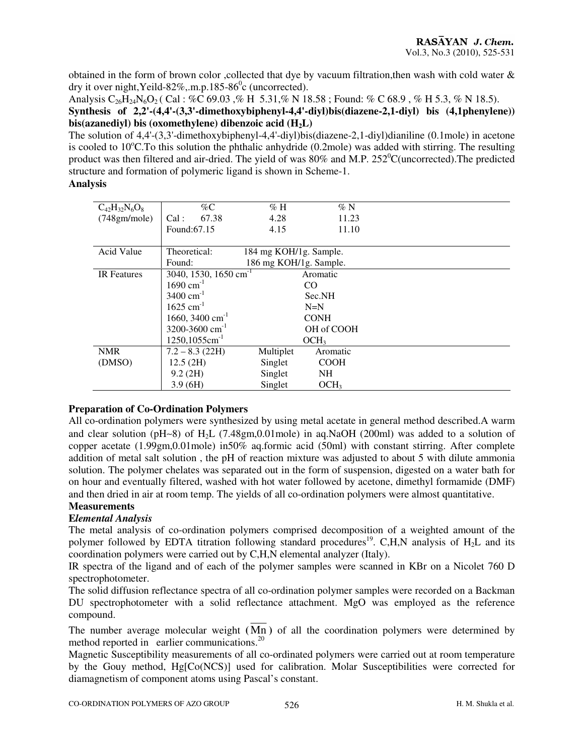obtained in the form of brown color ,collected that dye by vacuum filtration,then wash with cold water & dry it over night,Yeild-82%,.m.p.185-86$^0$c (uncorrected).

Analysis $C_{26}H_{24}N_6O_2$ ( Cal : %C 69.03 ,% H 5.31,% N 18.58 ; Found: % C 68.9 , % H 5.3, % N 18.5).

**Synthesis of 2,2'-(4,4'-(3,3'-dimethoxybiphenyl-4,4'-diyl)bis(diazene-2,1-diyl) bis (4,1phenylene)) bis(azanediyl) bis (oxomethylene) dibenzoic acid ($H_2L$)**

The solution of 4,4'-(3,3'-dimethoxybiphenyl-4,4'-diyl)bis(diazene-2,1-diyl)dianiline (0.1mole) in acetone is cooled to 10$^o$C.To this solution the phthalic anhydride (0.2mole) was added with stirring. The resulting product was then filtered and air-dried. The yield of was 80% and M.P. 252$^0$C(uncorrected).The predicted structure and formation of polymeric ligand is shown in Scheme-1.

**Analysis**

| $C_{42}H_{32}N_6O_8$ (748gm/mole) | %C | % H | % N |
|---|---|---|---|
| | Cal : 67.38 | 4.28 | 11.23 |
| | Found:67.15 | 4.15 | 11.10 |
| Acid Value | Theoretical: | 184 mg KOH/1g. Sample. | |
| | Found: | 186 mg KOH/1g. Sample. | |
| IR Features | 3040, 1530, 1650 cm$^{-1}$ | Aromatic | |
| | 1690 cm$^{-1}$ | CO | |
| | 3400 cm$^{-1}$ | Sec.NH | |
| | 1625 cm$^{-1}$ | N=N | |
| | 1660, 3400 cm$^{-1}$ | CONH | |
| | 3200-3600 cm$^{-1}$ | OH of COOH | |
| | 1250,1055cm$^{-1}$ | $OCH_3$ | |
| NMR (DMSO) | 7.2 – 8.3 (22H) | Multiplet | Aromatic |
| | 12.5 (2H) | Singlet | COOH |
| | 9.2 (2H) | Singlet | NH |
| | 3.9 (6H) | Singlet | $OCH_3$ |

**Preparation of Co-Ordination Polymers**

All co-ordination polymers were synthesized by using metal acetate in general method described.A warm and clear solution (pH~8) of $H_2L$ (7.48gm,0.01mole) in aq.NaOH (200ml) was added to a solution of copper acetate (1.99gm,0.01mole) in50% aq.formic acid (50ml) with constant stirring. After complete addition of metal salt solution , the pH of reaction mixture was adjusted to about 5 with dilute ammonia solution. The polymer chelates was separated out in the form of suspension, digested on a water bath for on hour and eventually filtered, washed with hot water followed by acetone, dimethyl formamide (DMF) and then dried in air at room temp. The yields of all co-ordination polymers were almost quantitative.

**Measurements**

***Elemental Analysis***

The metal analysis of co-ordination polymers comprised decomposition of a weighted amount of the polymer followed by EDTA titration following standard procedures[19]. C,H,N analysis of $H_2L$ and its coordination polymers were carried out by C,H,N elemental analyzer (Italy).

IR spectra of the ligand and of each of the polymer samples were scanned in KBr on a Nicolet 760 D spectrophotometer.

The solid diffusion reflectance spectra of all co-ordination polymer samples were recorded on a Backman DU spectrophotometer with a solid reflectance attachment. MgO was employed as the reference compound.

The number average molecular weight ($\overline{Mn}$) of all the coordination polymers were determined by method reported in earlier communications.[20]

Magnetic Susceptibility measurements of all co-ordinated polymers were carried out at room temperature by the Gouy method, Hg[Co(NCS)] used for calibration. Molar Susceptibilities were corrected for diamagnetism of component atoms using Pascal's constant.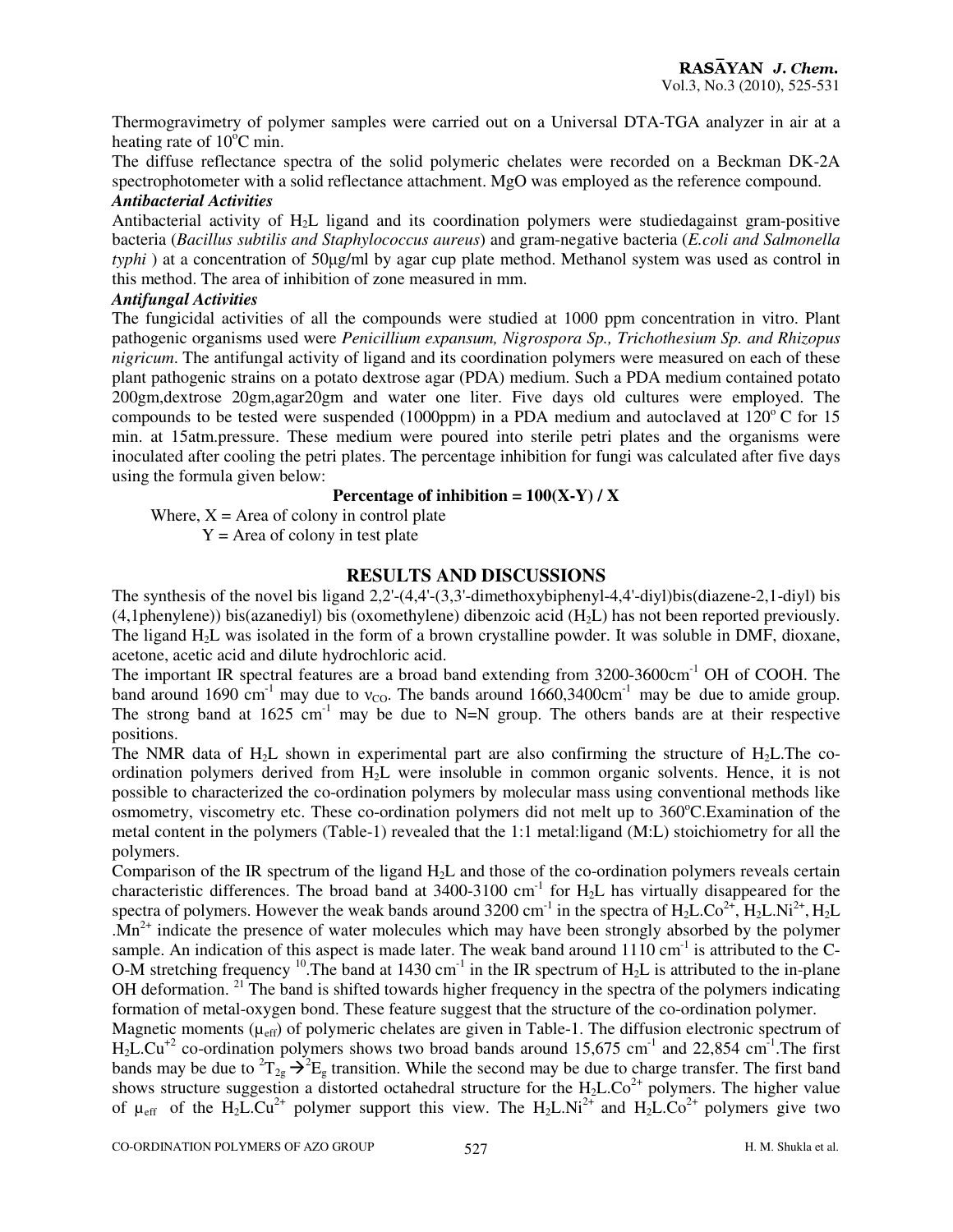Thermogravimetry of polymer samples were carried out on a Universal DTA-TGA analyzer in air at a heating rate of $10^{o}$C min.

The diffuse reflectance spectra of the solid polymeric chelates were recorded on a Beckman DK-2A spectrophotometer with a solid reflectance attachment. MgO was employed as the reference compound.

### *Antibacterial Activities*

Antibacterial activity of $H_2L$ ligand and its coordination polymers were studiedagainst gram-positive bacteria (*Bacillus subtilis and Staphylococcus aureus*) and gram-negative bacteria (*E.coli and Salmonella typhi* ) at a concentration of 50μg/ml by agar cup plate method. Methanol system was used as control in this method. The area of inhibition of zone measured in mm.

### *Antifungal Activities*

The fungicidal activities of all the compounds were studied at 1000 ppm concentration in vitro. Plant pathogenic organisms used were *Penicillium expansum, Nigrospora Sp., Trichothesium Sp. and Rhizopus nigricum*. The antifungal activity of ligand and its coordination polymers were measured on each of these plant pathogenic strains on a potato dextrose agar (PDA) medium. Such a PDA medium contained potato 200gm,dextrose 20gm,agar20gm and water one liter. Five days old cultures were employed. The compounds to be tested were suspended (1000ppm) in a PDA medium and autoclaved at $120^{o}$ C for 15 min. at 15atm.pressure. These medium were poured into sterile petri plates and the organisms were inoculated after cooling the petri plates. The percentage inhibition for fungi was calculated after five days using the formula given below:

**Percentage of inhibition = 100(X-Y) / X**

Where, X = Area of colony in control plate

Y = Area of colony in test plate

## RESULTS AND DISCUSSIONS

The synthesis of the novel bis ligand 2,2'-(4,4'-(3,3'-dimethoxybiphenyl-4,4'-diyl)bis(diazene-2,1-diyl) bis (4,1phenylene)) bis(azanediyl) bis (oxomethylene) dibenzoic acid ($H_2L$) has not been reported previously. The ligand $H_2L$ was isolated in the form of a brown crystalline powder. It was soluble in DMF, dioxane, acetone, acetic acid and dilute hydrochloric acid.

The important IR spectral features are a broad band extending from 3200-3600$cm^{-1}$ OH of COOH. The band around 1690 $cm^{-1}$ may due to $\nu_{CO}$. The bands around 1660,3400$cm^{-1}$ may be due to amide group. The strong band at 1625 $cm^{-1}$ may be due to N=N group. The others bands are at their respective positions.

The NMR data of $H_2L$ shown in experimental part are also confirming the structure of $H_2L$.The co-ordination polymers derived from $H_2L$ were insoluble in common organic solvents. Hence, it is not possible to characterized the co-ordination polymers by molecular mass using conventional methods like osmometry, viscometry etc. These co-ordination polymers did not melt up to $360^{o}$C.Examination of the metal content in the polymers (Table-1) revealed that the 1:1 metal:ligand (M:L) stoichiometry for all the polymers.

Comparison of the IR spectrum of the ligand $H_2L$ and those of the co-ordination polymers reveals certain characteristic differences. The broad band at 3400-3100 $cm^{-1}$ for $H_2L$ has virtually disappeared for the spectra of polymers. However the weak bands around 3200 $cm^{-1}$ in the spectra of $H_2L.Co^{2+}$, $H_2L.Ni^{2+}$, $H_2L.Mn^{2+}$ indicate the presence of water molecules which may have been strongly absorbed by the polymer sample. An indication of this aspect is made later. The weak band around 1110 $cm^{-1}$ is attributed to the C-O-M stretching frequency [10].The band at 1430 $cm^{-1}$ in the IR spectrum of $H_2L$ is attributed to the in-plane OH deformation. [21] The band is shifted towards higher frequency in the spectra of the polymers indicating formation of metal-oxygen bond. These feature suggest that the structure of the co-ordination polymer.

Magnetic moments ($\mu_{eff}$) of polymeric chelates are given in Table-1. The diffusion electronic spectrum of $H_2L.Cu^{+2}$ co-ordination polymers shows two broad bands around 15,675 $cm^{-1}$ and 22,854 $cm^{-1}$.The first bands may be due to $^2T_{2g} \rightarrow {}^2E_g$ transition. While the second may be due to charge transfer. The first band shows structure suggestion a distorted octahedral structure for the $H_2L.Co^{2+}$ polymers. The higher value of $\mu_{eff}$ of the $H_2L.Cu^{2+}$ polymer support this view. The $H_2L.Ni^{2+}$ and $H_2L.Co^{2+}$ polymers give two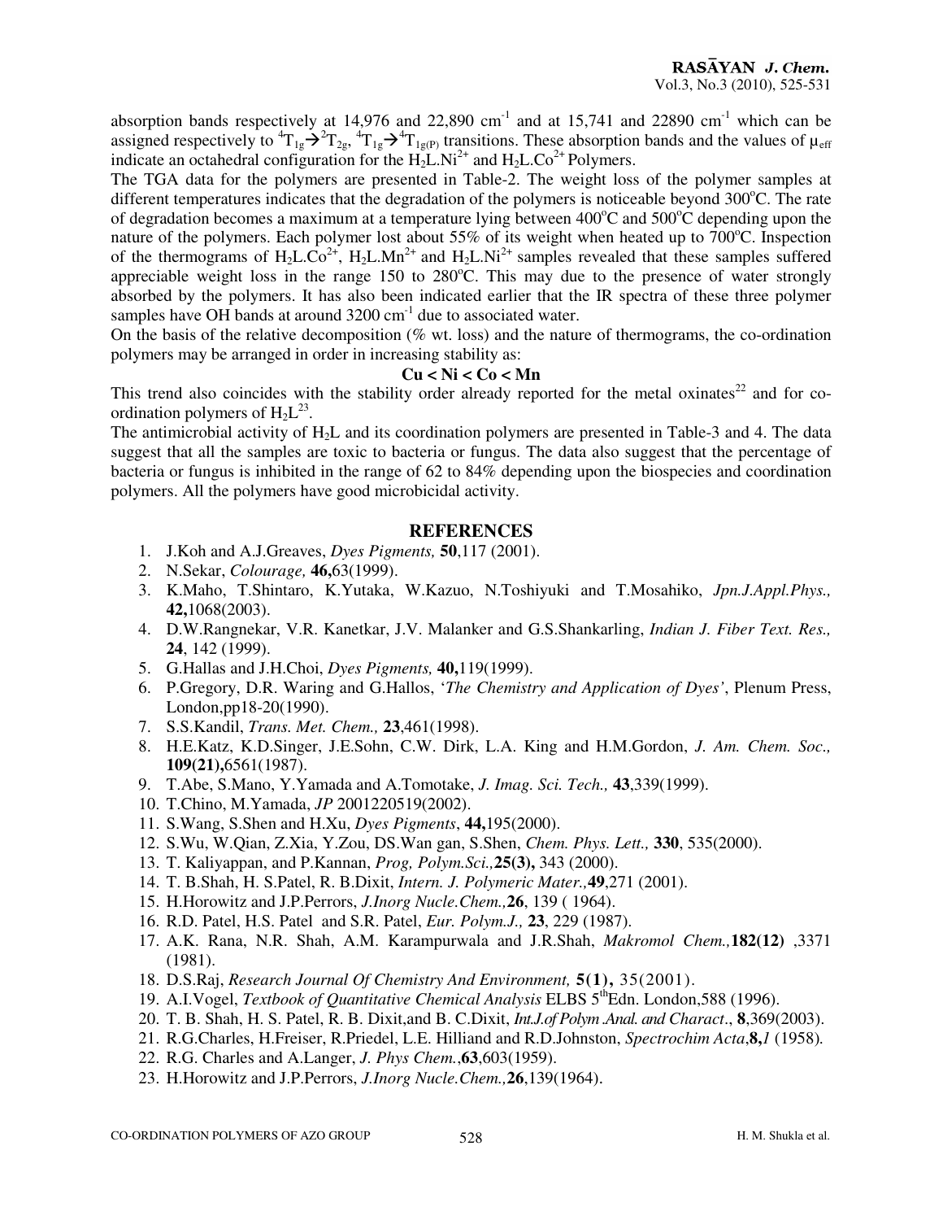absorption bands respectively at 14,976 and 22,890 $cm^{-1}$ and at 15,741 and 22890 $cm^{-1}$ which can be assigned respectively to $^4T_{1g} \rightarrow ^2T_{2g}$, $^4T_{1g} \rightarrow ^4T_{1g(P)}$ transitions. These absorption bands and the values of $\mu_{eff}$ indicate an octahedral configuration for the $H_2L.Ni^{2+}$ and $H_2L.Co^{2+}$ Polymers.

The TGA data for the polymers are presented in Table-2. The weight loss of the polymer samples at different temperatures indicates that the degradation of the polymers is noticeable beyond 300°C. The rate of degradation becomes a maximum at a temperature lying between 400°C and 500°C depending upon the nature of the polymers. Each polymer lost about 55% of its weight when heated up to 700°C. Inspection of the thermograms of $H_2L.Co^{2+}$, $H_2L.Mn^{2+}$ and $H_2L.Ni^{2+}$ samples revealed that these samples suffered appreciable weight loss in the range 150 to 280°C. This may due to the presence of water strongly absorbed by the polymers. It has also been indicated earlier that the IR spectra of these three polymer samples have OH bands at around 3200 $cm^{-1}$ due to associated water.

On the basis of the relative decomposition (% wt. loss) and the nature of thermograms, the co-ordination polymers may be arranged in order in increasing stability as:

**Cu < Ni < Co < Mn**

This trend also coincides with the stability order already reported for the metal oxinates[22] and for co-ordination polymers of $H_2L$[23].

The antimicrobial activity of $H_2L$ and its coordination polymers are presented in Table-3 and 4. The data suggest that all the samples are toxic to bacteria or fungus. The data also suggest that the percentage of bacteria or fungus is inhibited in the range of 62 to 84% depending upon the biospecies and coordination polymers. All the polymers have good microbicidal activity.

## REFERENCES

1. J.Koh and A.J.Greaves, *Dyes Pigments,* **50**,117 (2001).
2. N.Sekar, *Colourage,* **46,**63(1999).
3. K.Maho, T.Shintaro, K.Yutaka, W.Kazuo, N.Toshiyuki and T.Mosahiko, *Jpn.J.Appl.Phys.,* **42,**1068(2003).
4. D.W.Rangnekar, V.R. Kanetkar, J.V. Malanker and G.S.Shankarling, *Indian J. Fiber Text. Res.,* **24**, 142 (1999).
5. G.Hallas and J.H.Choi, *Dyes Pigments,* **40,**119(1999).
6. P.Gregory, D.R. Waring and G.Hallos, '*The Chemistry and Application of Dyes'*, Plenum Press, London,pp18-20(1990).
7. S.S.Kandil, *Trans. Met. Chem.,* **23**,461(1998).
8. H.E.Katz, K.D.Singer, J.E.Sohn, C.W. Dirk, L.A. King and H.M.Gordon, *J. Am. Chem. Soc.,* **109(21),**6561(1987).
9. T.Abe, S.Mano, Y.Yamada and A.Tomotake, *J. Imag. Sci. Tech.,* **43**,339(1999).
10. T.Chino, M.Yamada, *JP* 2001220519(2002).
11. S.Wang, S.Shen and H.Xu, *Dyes Pigments*, **44,**195(2000).
12. S.Wu, W.Qian, Z.Xia, Y.Zou, DS.Wan gan, S.Shen, *Chem. Phys. Lett.,* **330**, 535(2000).
13. T. Kaliyappan, and P.Kannan, *Prog, Polym.Sci.,***25(3),** 343 (2000).
14. T. B.Shah, H. S.Patel, R. B.Dixit, *Intern. J. Polymeric Mater.,***49**,271 (2001).
15. H.Horowitz and J.P.Perrors, *J.Inorg Nucle.Chem.,***26**, 139 ( 1964).
16. R.D. Patel, H.S. Patel and S.R. Patel, *Eur. Polym.J.,* **23**, 229 (1987).
17. A.K. Rana, N.R. Shah, A.M. Karampurwala and J.R.Shah, *Makromol Chem.,***182(12)** ,3371 (1981).
18. D.S.Raj, *Research Journal Of Chemistry And Environment,* **5(1),** 35(2001).
19. A.I.Vogel, *Textbook of Quantitative Chemical Analysis* ELBS 5thEdn. London,588 (1996).
20. T. B. Shah, H. S. Patel, R. B. Dixit,and B. C.Dixit, *Int.J.of Polym .Anal. and Charact*., **8**,369(2003).
21. R.G.Charles, H.Freiser, R.Priedel, L.E. Hilliand and R.D.Johnston, *Spectrochim Acta*,**8,***1* (1958).
22. R.G. Charles and A.Langer, *J. Phys Chem.*,**63**,603(1959).
23. H.Horowitz and J.P.Perrors, *J.Inorg Nucle.Chem.,***26**,139(1964).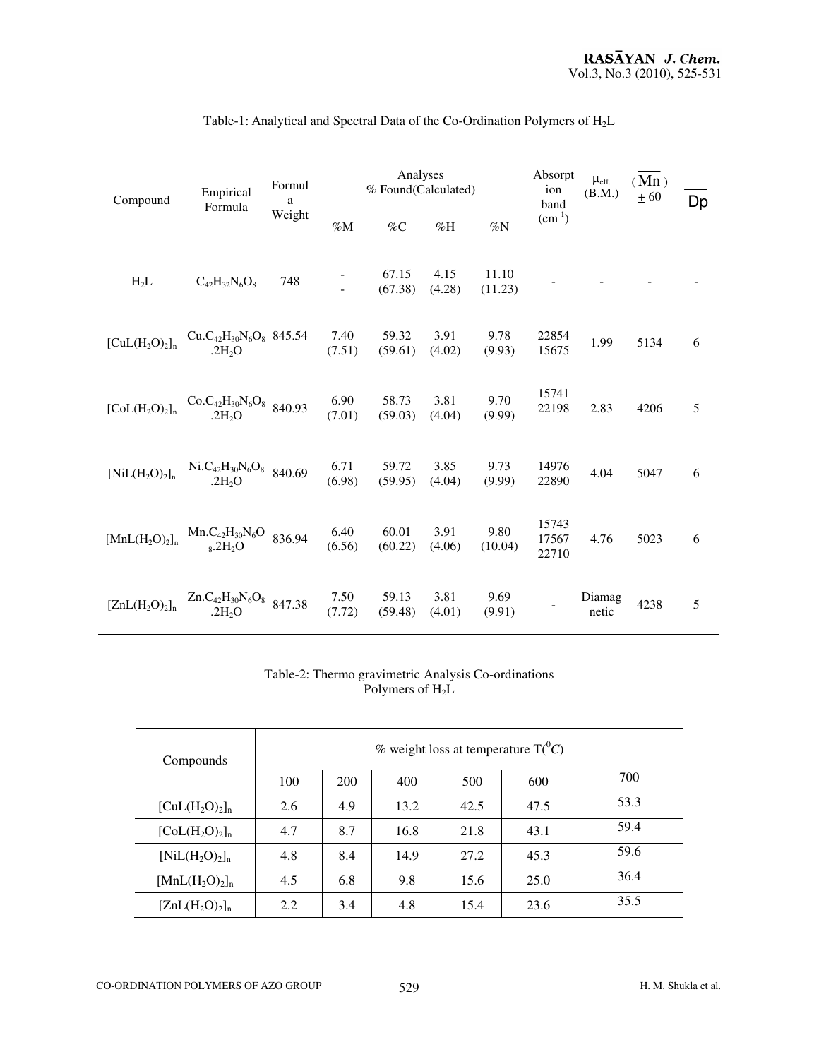Table-1: Analytical and Spectral Data of the Co-Ordination Polymers of $H_2L$

| Compound | Empirical Formula | Formula Weight | Analyses % Found(Calculated) | | | | Absorption band ($cm^{-1}$) | $\mu_{eff.}$ (B.M.) | ($\overline{Mn}$) $\pm$ 60 | $\overline{Dp}$ |
|---|---|---|---|---|---|---|---|---|---|---|
| | | | %M | %C | %H | %N | | | | |
| $H_2L$ | $C_{42}H_{32}N_6O_8$ | 748 | - - | 67.15 (67.38) | 4.15 (4.28) | 11.10 (11.23) | - | - | - | - |
| $[CuL(H_2O)_2]_n$ | $Cu.C_{42}H_{30}N_6O_8.2H_2O$ | 845.54 | 7.40 (7.51) | 59.32 (59.61) | 3.91 (4.02) | 9.78 (9.93) | 22854 15675 | 1.99 | 5134 | 6 |
| $[CoL(H_2O)_2]_n$ | $Co.C_{42}H_{30}N_6O_8.2H_2O$ | 840.93 | 6.90 (7.01) | 58.73 (59.03) | 3.81 (4.04) | 9.70 (9.99) | 15741 22198 | 2.83 | 4206 | 5 |
| $[NiL(H_2O)_2]_n$ | $Ni.C_{42}H_{30}N_6O_8.2H_2O$ | 840.69 | 6.71 (6.98) | 59.72 (59.95) | 3.85 (4.04) | 9.73 (9.99) | 14976 22890 | 4.04 | 5047 | 6 |
| $[MnL(H_2O)_2]_n$ | $Mn.C_{42}H_{30}N_6O_8.2H_2O$ | 836.94 | 6.40 (6.56) | 60.01 (60.22) | 3.91 (4.06) | 9.80 (10.04) | 15743 17567 22710 | 4.76 | 5023 | 6 |
| $[ZnL(H_2O)_2]_n$ | $Zn.C_{42}H_{30}N_6O_8.2H_2O$ | 847.38 | 7.50 (7.72) | 59.13 (59.48) | 3.81 (4.01) | 9.69 (9.91) | - | Diamagnetic | 4238 | 5 |

Table-2: Thermo gravimetric Analysis Co-ordinations Polymers of $H_2L$

| Compounds | % weight loss at temperature T($^0C$) | | | | | |
|---|---|---|---|---|---|---|
| | 100 | 200 | 400 | 500 | 600 | 700 |
| $[CuL(H_2O)_2]_n$ | 2.6 | 4.9 | 13.2 | 42.5 | 47.5 | 53.3 |
| $[CoL(H_2O)_2]_n$ | 4.7 | 8.7 | 16.8 | 21.8 | 43.1 | 59.4 |
| $[NiL(H_2O)_2]_n$ | 4.8 | 8.4 | 14.9 | 27.2 | 45.3 | 59.6 |
| $[MnL(H_2O)_2]_n$ | 4.5 | 6.8 | 9.8 | 15.6 | 25.0 | 36.4 |
| $[ZnL(H_2O)_2]_n$ | 2.2 | 3.4 | 4.8 | 15.4 | 23.6 | 35.5 |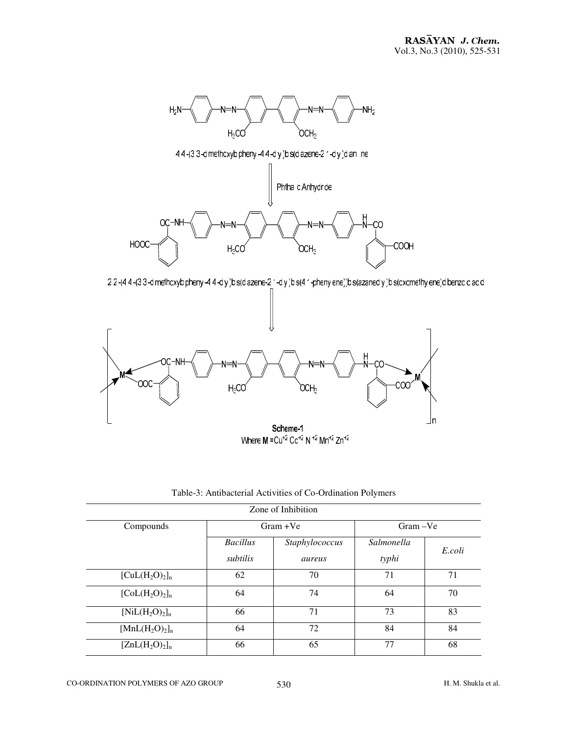4,4'-(3,3'-dimethoxybiphenyl-4,4'-diyl)bis(diazene-2,1-diyl)dianiline

Phthalic Anhydride

2,2'-(4,4'-(3,3'-dimethoxybiphenyl-4,4'-diyl)bis(diazene-2,1-diyl)bis(4,1-phenylene))bis(azanediyl)bis(oxomethylene)dibenzoic acid

**Scheme-1**

Where M = $Cu^{+2}$ $Co^{+2}$ $Ni^{+2}$ $Mn^{+2}$ $Zn^{+2}$

Table-3: Antibacterial Activities of Co-Ordination Polymers

| Zone of Inhibition | | | | |
|---|---|---|---|---|
| Compounds | Gram +Ve | | Gram –Ve | |
| | *Bacillus subtilis* | *Staphylococcus aureus* | *Salmonella typhi* | *E.coli* |
| $[CuL(H_2O)_2]_n$ | 62 | 70 | 71 | 71 |
| $[CoL(H_2O)_2]_n$ | 64 | 74 | 64 | 70 |
| $[NiL(H_2O)_2]_n$ | 66 | 71 | 73 | 83 |
| $[MnL(H_2O)_2]_n$ | 64 | 72 | 84 | 84 |
| $[ZnL(H_2O)_2]_n$ | 66 | 65 | 77 | 68 |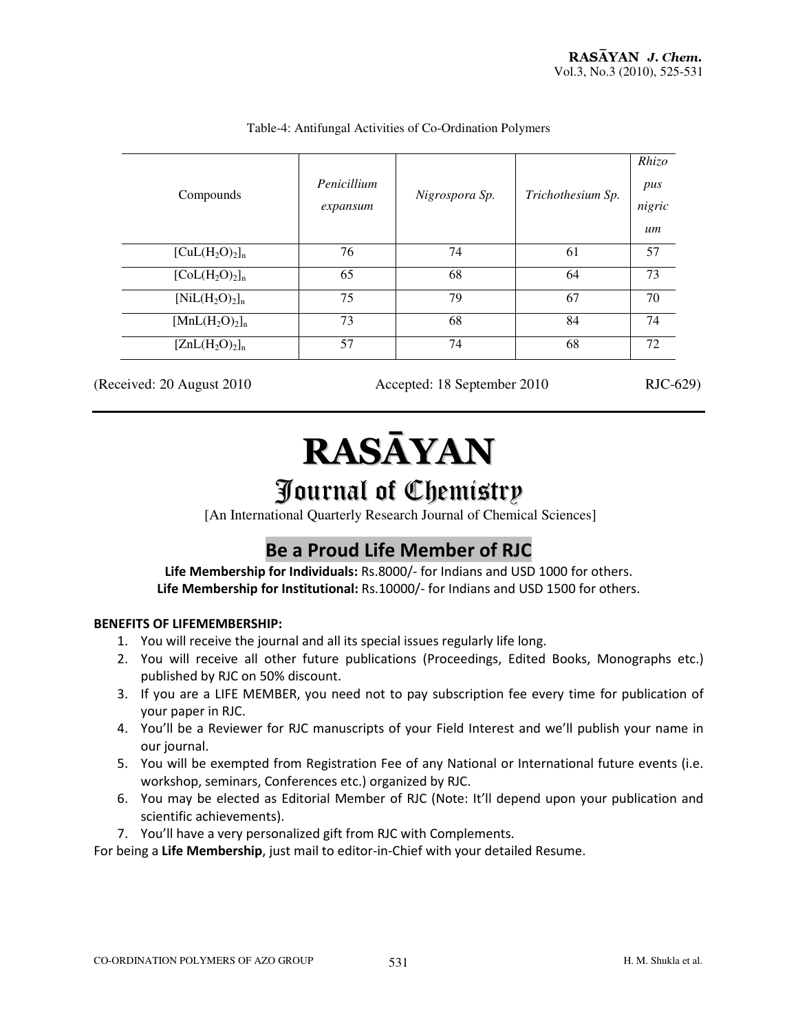Table-4: Antifungal Activities of Co-Ordination Polymers

| Compounds | *Penicillium expansum* | *Nigrospora Sp.* | *Trichothesium Sp.* | *Rhizopus nigricum* |
|---|---|---|---|---|
| $[CuL(H_2O)_2]_n$ | 76 | 74 | 61 | 57 |
| $[CoL(H_2O)_2]_n$ | 65 | 68 | 64 | 73 |
| $[NiL(H_2O)_2]_n$ | 75 | 79 | 67 | 70 |
| $[MnL(H_2O)_2]_n$ | 73 | 68 | 84 | 74 |
| $[ZnL(H_2O)_2]_n$ | 57 | 74 | 68 | 72 |

(Received: 20 August 2010 Accepted: 18 September 2010 RJC-629)

# RASĀYAN

## Journal of Chemistry

[An International Quarterly Research Journal of Chemical Sciences]

## Be a Proud Life Member of RJC

**Life Membership for Individuals:** Rs.8000/- for Indians and USD 1000 for others.
**Life Membership for Institutional:** Rs.10000/- for Indians and USD 1500 for others.

**BENEFITS OF LIFEMEMBERSHIP:**

1. You will receive the journal and all its special issues regularly life long.
2. You will receive all other future publications (Proceedings, Edited Books, Monographs etc.) published by RJC on 50% discount.
3. If you are a LIFE MEMBER, you need not to pay subscription fee every time for publication of your paper in RJC.
4. You'll be a Reviewer for RJC manuscripts of your Field Interest and we'll publish your name in our journal.
5. You will be exempted from Registration Fee of any National or International future events (i.e. workshop, seminars, Conferences etc.) organized by RJC.
6. You may be elected as Editorial Member of RJC (Note: It'll depend upon your publication and scientific achievements).
7. You'll have a very personalized gift from RJC with Complements.

For being a **Life Membership**, just mail to editor-in-Chief with your detailed Resume.